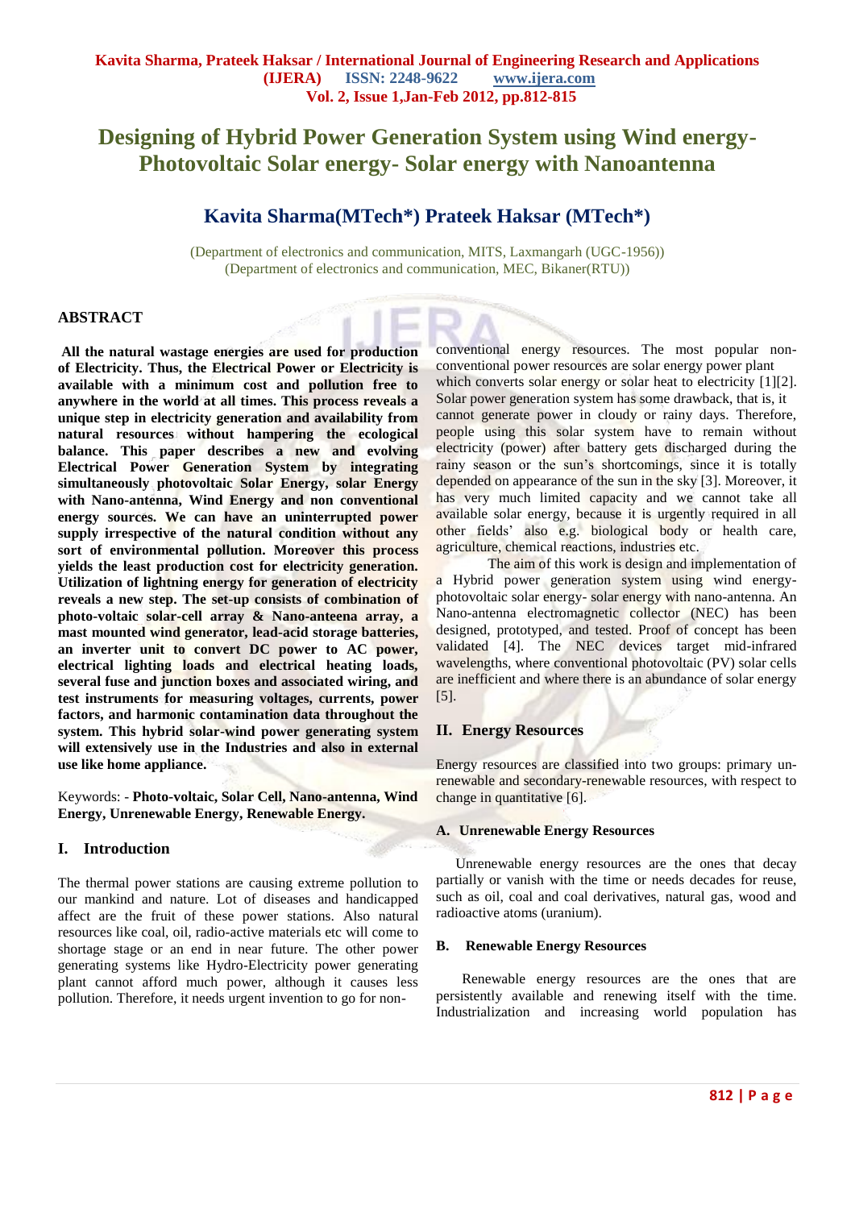# Designing of Hybrid Power Generation System using Wind energy-Photovoltaic Solar energy- Solar energy with Nanoantenna

## Kavita Sharma(MTech*) Prateek Haksar (MTech*)

(Department of electronics and communication, MITS, Laxmangarh (UGC-1956))
(Department of electronics and communication, MEC, Bikaner(RTU))

## ABSTRACT

**All the natural wastage energies are used for production of Electricity. Thus, the Electrical Power or Electricity is available with a minimum cost and pollution free to anywhere in the world at all times. This process reveals a unique step in electricity generation and availability from natural resources without hampering the ecological balance. This paper describes a new and evolving Electrical Power Generation System by integrating simultaneously photovoltaic Solar Energy, solar Energy with Nano-antenna, Wind Energy and non conventional energy sources. We can have an uninterrupted power supply irrespective of the natural condition without any sort of environmental pollution. Moreover this process yields the least production cost for electricity generation. Utilization of lightning energy for generation of electricity reveals a new step. The set-up consists of combination of photo-voltaic solar-cell array & Nano-anteena array, a mast mounted wind generator, lead-acid storage batteries, an inverter unit to convert DC power to AC power, electrical lighting loads and electrical heating loads, several fuse and junction boxes and associated wiring, and test instruments for measuring voltages, currents, power factors, and harmonic contamination data throughout the system. This hybrid solar-wind power generating system will extensively use in the Industries and also in external use like home appliance.**

Keywords: - **Photo-voltaic, Solar Cell, Nano-antenna, Wind Energy, Unrenewable Energy, Renewable Energy.**

## I. Introduction

The thermal power stations are causing extreme pollution to our mankind and nature. Lot of diseases and handicapped affect are the fruit of these power stations. Also natural resources like coal, oil, radio-active materials etc will come to shortage stage or an end in near future. The other power generating systems like Hydro-Electricity power generating plant cannot afford much power, although it causes less pollution. Therefore, it needs urgent invention to go for non-conventional energy resources. The most popular non-conventional power resources are solar energy power plant which converts solar energy or solar heat to electricity [1][2]. Solar power generation system has some drawback, that is, it cannot generate power in cloudy or rainy days. Therefore, people using this solar system have to remain without electricity (power) after battery gets discharged during the rainy season or the sun's shortcomings, since it is totally depended on appearance of the sun in the sky [3]. Moreover, it has very much limited capacity and we cannot take all available solar energy, because it is urgently required in all other fields' also e.g. biological body or health care, agriculture, chemical reactions, industries etc.

The aim of this work is design and implementation of a Hybrid power generation system using wind energy-photovoltaic solar energy- solar energy with nano-antenna. An Nano-antenna electromagnetic collector (NEC) has been designed, prototyped, and tested. Proof of concept has been validated [4]. The NEC devices target mid-infrared wavelengths, where conventional photovoltaic (PV) solar cells are inefficient and where there is an abundance of solar energy [5].

## II. Energy Resources

Energy resources are classified into two groups: primary un-renewable and secondary-renewable resources, with respect to change in quantitative [6].

### A. Unrenewable Energy Resources

Unrenewable energy resources are the ones that decay partially or vanish with the time or needs decades for reuse, such as oil, coal and coal derivatives, natural gas, wood and radioactive atoms (uranium).

### B. Renewable Energy Resources

Renewable energy resources are the ones that are persistently available and renewing itself with the time. Industrialization and increasing world population has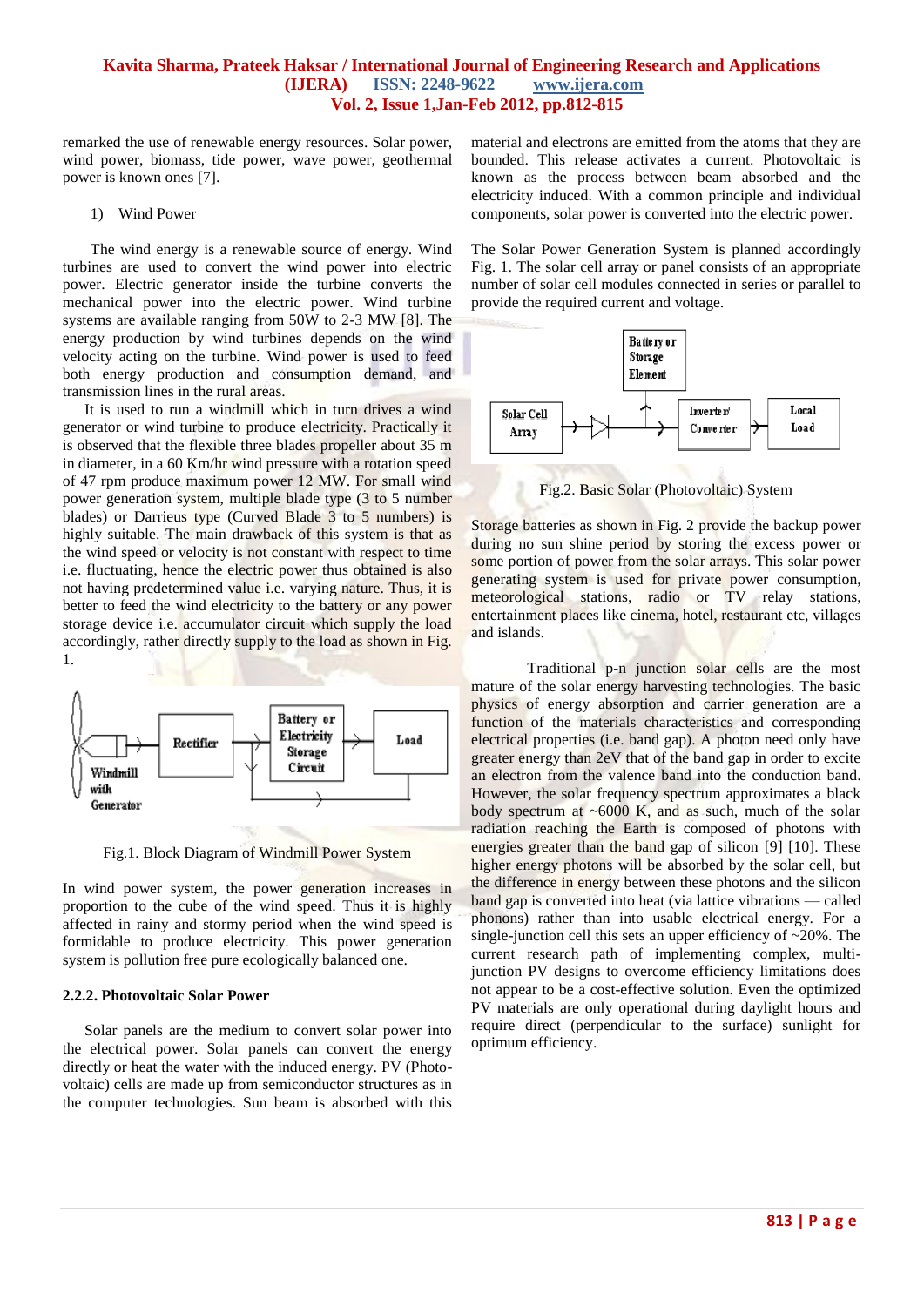remarked the use of renewable energy resources. Solar power, wind power, biomass, tide power, wave power, geothermal power is known ones [7].

1) Wind Power

The wind energy is a renewable source of energy. Wind turbines are used to convert the wind power into electric power. Electric generator inside the turbine converts the mechanical power into the electric power. Wind turbine systems are available ranging from 50W to 2-3 MW [8]. The energy production by wind turbines depends on the wind velocity acting on the turbine. Wind power is used to feed both energy production and consumption demand, and transmission lines in the rural areas.

It is used to run a windmill which in turn drives a wind generator or wind turbine to produce electricity. Practically it is observed that the flexible three blades propeller about 35 m in diameter, in a 60 Km/hr wind pressure with a rotation speed of 47 rpm produce maximum power 12 MW. For small wind power generation system, multiple blade type (3 to 5 number blades) or Darrieus type (Curved Blade 3 to 5 numbers) is highly suitable. The main drawback of this system is that as the wind speed or velocity is not constant with respect to time i.e. fluctuating, hence the electric power thus obtained is also not having predetermined value i.e. varying nature. Thus, it is better to feed the wind electricity to the battery or any power storage device i.e. accumulator circuit which supply the load accordingly, rather directly supply to the load as shown in Fig. 1.

Fig.1. Block Diagram of Windmill Power System

In wind power system, the power generation increases in proportion to the cube of the wind speed. Thus it is highly affected in rainy and stormy period when the wind speed is formidable to produce electricity. This power generation system is pollution free pure ecologically balanced one.

### 2.2.2. Photovoltaic Solar Power

Solar panels are the medium to convert solar power into the electrical power. Solar panels can convert the energy directly or heat the water with the induced energy. PV (Photo-voltaic) cells are made up from semiconductor structures as in the computer technologies. Sun beam is absorbed with this material and electrons are emitted from the atoms that they are bounded. This release activates a current. Photovoltaic is known as the process between beam absorbed and the electricity induced. With a common principle and individual components, solar power is converted into the electric power.

The Solar Power Generation System is planned accordingly Fig. 1. The solar cell array or panel consists of an appropriate number of solar cell modules connected in series or parallel to provide the required current and voltage.

Fig.2. Basic Solar (Photovoltaic) System

Storage batteries as shown in Fig. 2 provide the backup power during no sun shine period by storing the excess power or some portion of power from the solar arrays. This solar power generating system is used for private power consumption, meteorological stations, radio or TV relay stations, entertainment places like cinema, hotel, restaurant etc, villages and islands.

Traditional p-n junction solar cells are the most mature of the solar energy harvesting technologies. The basic physics of energy absorption and carrier generation are a function of the materials characteristics and corresponding electrical properties (i.e. band gap). A photon need only have greater energy than 2eV that of the band gap in order to excite an electron from the valence band into the conduction band. However, the solar frequency spectrum approximates a black body spectrum at ~6000 K, and as such, much of the solar radiation reaching the Earth is composed of photons with energies greater than the band gap of silicon [9] [10]. These higher energy photons will be absorbed by the solar cell, but the difference in energy between these photons and the silicon band gap is converted into heat (via lattice vibrations — called phonons) rather than into usable electrical energy. For a single-junction cell this sets an upper efficiency of ~20%. The current research path of implementing complex, multi-junction PV designs to overcome efficiency limitations does not appear to be a cost-effective solution. Even the optimized PV materials are only operational during daylight hours and require direct (perpendicular to the surface) sunlight for optimum efficiency.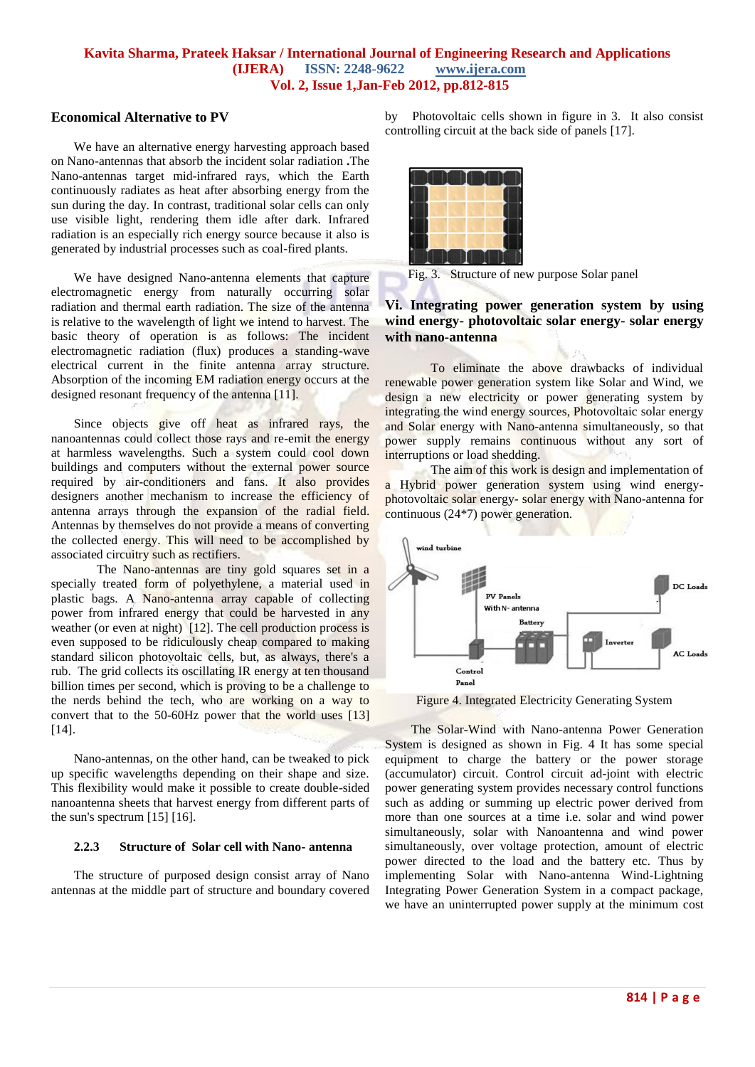### Economical Alternative to PV

We have an alternative energy harvesting approach based on Nano-antennas that absorb the incident solar radiation .The Nano-antennas target mid-infrared rays, which the Earth continuously radiates as heat after absorbing energy from the sun during the day. In contrast, traditional solar cells can only use visible light, rendering them idle after dark. Infrared radiation is an especially rich energy source because it also is generated by industrial processes such as coal-fired plants.

We have designed Nano-antenna elements that capture electromagnetic energy from naturally occurring solar radiation and thermal earth radiation. The size of the antenna is relative to the wavelength of light we intend to harvest. The basic theory of operation is as follows: The incident electromagnetic radiation (flux) produces a standing-wave electrical current in the finite antenna array structure. Absorption of the incoming EM radiation energy occurs at the designed resonant frequency of the antenna [11].

Since objects give off heat as infrared rays, the nanoantennas could collect those rays and re-emit the energy at harmless wavelengths. Such a system could cool down buildings and computers without the external power source required by air-conditioners and fans. It also provides designers another mechanism to increase the efficiency of antenna arrays through the expansion of the radial field. Antennas by themselves do not provide a means of converting the collected energy. This will need to be accomplished by associated circuitry such as rectifiers.

The Nano-antennas are tiny gold squares set in a specially treated form of polyethylene, a material used in plastic bags. A Nano-antenna array capable of collecting power from infrared energy that could be harvested in any weather (or even at night) [12]. The cell production process is even supposed to be ridiculously cheap compared to making standard silicon photovoltaic cells, but, as always, there's a rub. The grid collects its oscillating IR energy at ten thousand billion times per second, which is proving to be a challenge to the nerds behind the tech, who are working on a way to convert that to the 50-60Hz power that the world uses [13] [14].

Nano-antennas, on the other hand, can be tweaked to pick up specific wavelengths depending on their shape and size. This flexibility would make it possible to create double-sided nanoantenna sheets that harvest energy from different parts of the sun's spectrum [15] [16].

#### 2.2.3 Structure of Solar cell with Nano- antenna

The structure of purposed design consist array of Nano antennas at the middle part of structure and boundary covered by Photovoltaic cells shown in figure in 3. It also consist controlling circuit at the back side of panels [17].

Fig. 3. Structure of new purpose Solar panel

### Vi. Integrating power generation system by using wind energy- photovoltaic solar energy- solar energy with nano-antenna

To eliminate the above drawbacks of individual renewable power generation system like Solar and Wind, we design a new electricity or power generating system by integrating the wind energy sources, Photovoltaic solar energy and Solar energy with Nano-antenna simultaneously, so that power supply remains continuous without any sort of interruptions or load shedding.

The aim of this work is design and implementation of a Hybrid power generation system using wind energy-photovoltaic solar energy- solar energy with Nano-antenna for continuous (24*7) power generation.

Figure 4. Integrated Electricity Generating System

The Solar-Wind with Nano-antenna Power Generation System is designed as shown in Fig. 4 It has some special equipment to charge the battery or the power storage (accumulator) circuit. Control circuit ad-joint with electric power generating system provides necessary control functions such as adding or summing up electric power derived from more than one sources at a time i.e. solar and wind power simultaneously, solar with Nanoantenna and wind power simultaneously, over voltage protection, amount of electric power directed to the load and the battery etc. Thus by implementing Solar with Nano-antenna Wind-Lightning Integrating Power Generation System in a compact package, we have an uninterrupted power supply at the minimum cost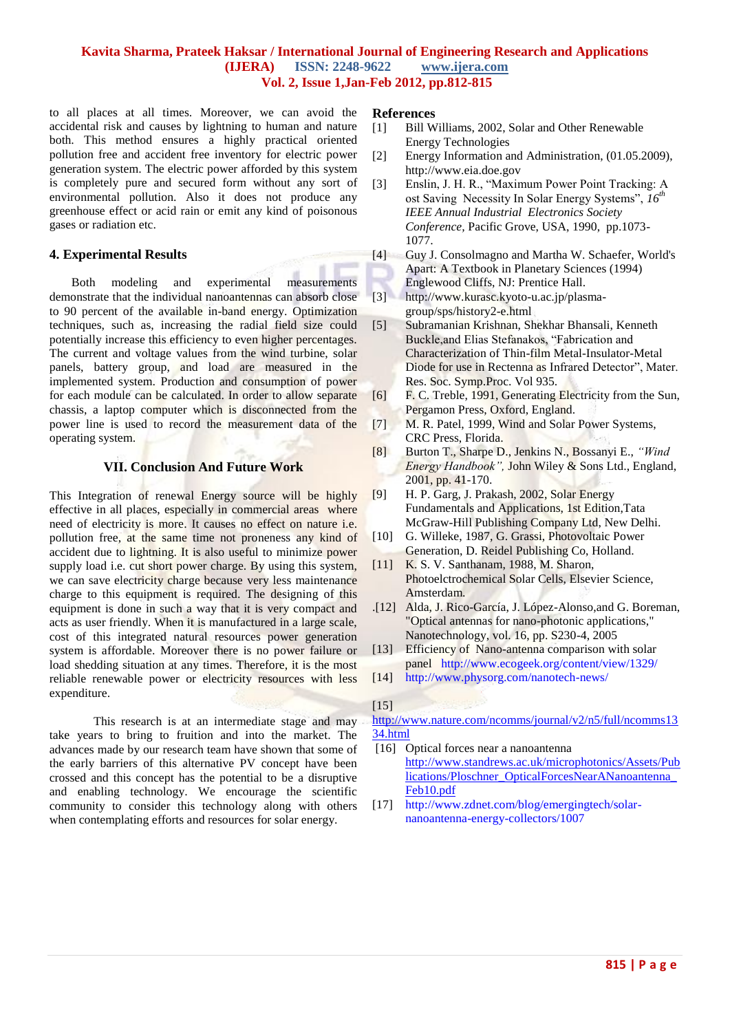to all places at all times. Moreover, we can avoid the accidental risk and causes by lightning to human and nature both. This method ensures a highly practical oriented pollution free and accident free inventory for electric power generation system. The electric power afforded by this system is completely pure and secured form without any sort of environmental pollution. Also it does not produce any greenhouse effect or acid rain or emit any kind of poisonous gases or radiation etc.

## 4. Experimental Results

Both modeling and experimental measurements demonstrate that the individual nanoantennas can absorb close to 90 percent of the available in-band energy. Optimization techniques, such as, increasing the radial field size could potentially increase this efficiency to even higher percentages. The current and voltage values from the wind turbine, solar panels, battery group, and load are measured in the implemented system. Production and consumption of power for each module can be calculated. In order to allow separate chassis, a laptop computer which is disconnected from the power line is used to record the measurement data of the operating system.

## VII. Conclusion And Future Work

This Integration of renewal Energy source will be highly effective in all places, especially in commercial areas where need of electricity is more. It causes no effect on nature i.e. pollution free, at the same time not proneness any kind of accident due to lightning. It is also useful to minimize power supply load i.e. cut short power charge. By using this system, we can save electricity charge because very less maintenance charge to this equipment is required. The designing of this equipment is done in such a way that it is very compact and acts as user friendly. When it is manufactured in a large scale, cost of this integrated natural resources power generation system is affordable. Moreover there is no power failure or load shedding situation at any times. Therefore, it is the most reliable renewable power or electricity resources with less expenditure.

This research is at an intermediate stage and may take years to bring to fruition and into the market. The advances made by our research team have shown that some of the early barriers of this alternative PV concept have been crossed and this concept has the potential to be a disruptive and enabling technology. We encourage the scientific community to consider this technology along with others when contemplating efforts and resources for solar energy.

## References

[1] Bill Williams, 2002, Solar and Other Renewable Energy Technologies

[2] Energy Information and Administration, (01.05.2009), http://www.eia.doe.gov

[3] Enslin, J. H. R., "Maximum Power Point Tracking: A ost Saving Necessity In Solar Energy Systems", 16th *IEEE Annual Industrial Electronics Society Conference*, Pacific Grove, USA, 1990, pp.1073-1077.

[4] Guy J. Consolmagno and Martha W. Schaefer, World's Apart: A Textbook in Planetary Sciences (1994) Englewood Cliffs, NJ: Prentice Hall.

[3] http://www.kurasc.kyoto-u.ac.jp/plasma-group/sps/history2-e.html

[5] Subramanian Krishnan, Shekhar Bhansali, Kenneth Buckle,and Elias Stefanakos, "Fabrication and Characterization of Thin-film Metal-Insulator-Metal Diode for use in Rectenna as Infrared Detector", Mater. Res. Soc. Symp.Proc. Vol 935.

[6] F. C. Treble, 1991, Generating Electricity from the Sun, Pergamon Press, Oxford, England.

[7] M. R. Patel, 1999, Wind and Solar Power Systems, CRC Press, Florida.

[8] Burton T., Sharpe D., Jenkins N., Bossanyi E., *"Wind Energy Handbook",* John Wiley & Sons Ltd., England, 2001, pp. 41-170.

[9] H. P. Garg, J. Prakash, 2002, Solar Energy Fundamentals and Applications, 1st Edition,Tata McGraw-Hill Publishing Company Ltd, New Delhi.

[10] G. Willeke, 1987, G. Grassi, Photovoltaic Power Generation, D. Reidel Publishing Co, Holland.

[11] K. S. V. Santhanam, 1988, M. Sharon, Photoelctrochemical Solar Cells, Elsevier Science, Amsterdam.

.[12] Alda, J. Rico-García, J. López-Alonso,and G. Boreman, "Optical antennas for nano-photonic applications," Nanotechnology, vol. 16, pp. S230-4, 2005

[13] Efficiency of Nano-antenna comparison with solar panel http://www.ecogeek.org/content/view/1329/

[14] http://www.physorg.com/nanotech-news/

[15] http://www.nature.com/ncomms/journal/v2/n5/full/ncomms1334.html

[16] Optical forces near a nanoantenna http://www.standrews.ac.uk/microphotonics/Assets/Publications/Ploschner_OpticalForcesNearANanoantenna_Feb10.pdf

[17] http://www.zdnet.com/blog/emergingtech/solar-nanoantenna-energy-collectors/1007